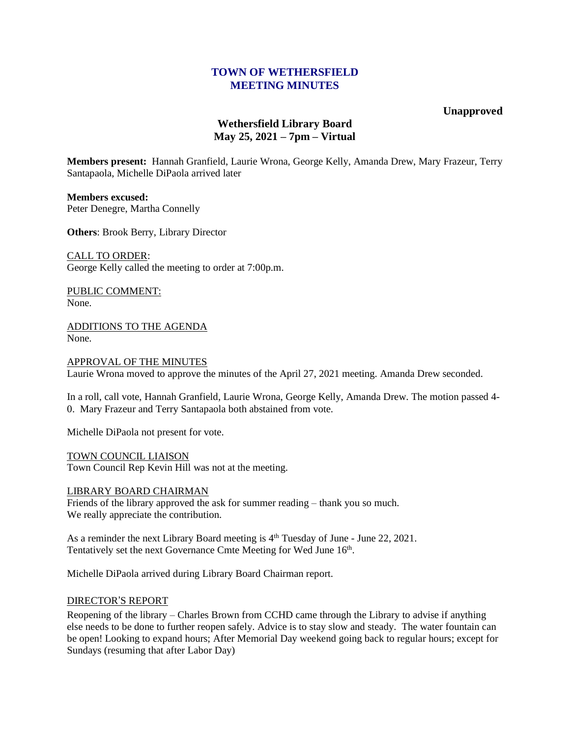# TOWN OF WETHERSFIELD MEETING MINUTES

**Unapproved**

## Wethersfield Library Board
## May 25, 2021 – 7pm – Virtual

**Members present:** Hannah Granfield, Laurie Wrona, George Kelly, Amanda Drew, Mary Frazeur, Terry Santapaola, Michelle DiPaola arrived later

**Members excused:**
Peter Denegre, Martha Connelly

**Others**: Brook Berry, Library Director

<u>CALL TO ORDER</u>:
George Kelly called the meeting to order at 7:00p.m.

<u>PUBLIC COMMENT:</u>
None.

<u>ADDITIONS TO THE AGENDA</u>
None.

<u>APPROVAL OF THE MINUTES</u>
Laurie Wrona moved to approve the minutes of the April 27, 2021 meeting. Amanda Drew seconded.

In a roll, call vote, Hannah Granfield, Laurie Wrona, George Kelly, Amanda Drew. The motion passed 4-0. Mary Frazeur and Terry Santapaola both abstained from vote.

Michelle DiPaola not present for vote.

<u>TOWN COUNCIL LIAISON</u>
Town Council Rep Kevin Hill was not at the meeting.

<u>LIBRARY BOARD CHAIRMAN</u>
Friends of the library approved the ask for summer reading – thank you so much.
We really appreciate the contribution.

As a reminder the next Library Board meeting is 4th Tuesday of June - June 22, 2021.
Tentatively set the next Governance Cmte Meeting for Wed June 16th.

Michelle DiPaola arrived during Library Board Chairman report.

<u>DIRECTOR'S REPORT</u>
Reopening of the library – Charles Brown from CCHD came through the Library to advise if anything else needs to be done to further reopen safely. Advice is to stay slow and steady. The water fountain can be open! Looking to expand hours; After Memorial Day weekend going back to regular hours; except for Sundays (resuming that after Labor Day)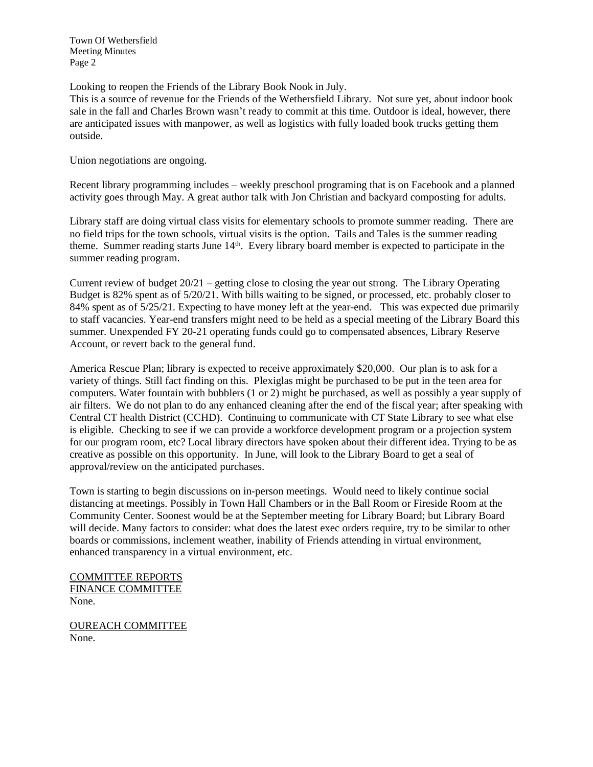Looking to reopen the Friends of the Library Book Nook in July.
This is a source of revenue for the Friends of the Wethersfield Library. Not sure yet, about indoor book sale in the fall and Charles Brown wasn't ready to commit at this time. Outdoor is ideal, however, there are anticipated issues with manpower, as well as logistics with fully loaded book trucks getting them outside.

Union negotiations are ongoing.

Recent library programming includes – weekly preschool programing that is on Facebook and a planned activity goes through May. A great author talk with Jon Christian and backyard composting for adults.

Library staff are doing virtual class visits for elementary schools to promote summer reading. There are no field trips for the town schools, virtual visits is the option. Tails and Tales is the summer reading theme. Summer reading starts June 14th. Every library board member is expected to participate in the summer reading program.

Current review of budget 20/21 – getting close to closing the year out strong. The Library Operating Budget is 82% spent as of 5/20/21. With bills waiting to be signed, or processed, etc. probably closer to 84% spent as of 5/25/21. Expecting to have money left at the year-end. This was expected due primarily to staff vacancies. Year-end transfers might need to be held as a special meeting of the Library Board this summer. Unexpended FY 20-21 operating funds could go to compensated absences, Library Reserve Account, or revert back to the general fund.

America Rescue Plan; library is expected to receive approximately $20,000. Our plan is to ask for a variety of things. Still fact finding on this. Plexiglas might be purchased to be put in the teen area for computers. Water fountain with bubblers (1 or 2) might be purchased, as well as possibly a year supply of air filters. We do not plan to do any enhanced cleaning after the end of the fiscal year; after speaking with Central CT health District (CCHD). Continuing to communicate with CT State Library to see what else is eligible. Checking to see if we can provide a workforce development program or a projection system for our program room, etc? Local library directors have spoken about their different idea. Trying to be as creative as possible on this opportunity. In June, will look to the Library Board to get a seal of approval/review on the anticipated purchases.

Town is starting to begin discussions on in-person meetings. Would need to likely continue social distancing at meetings. Possibly in Town Hall Chambers or in the Ball Room or Fireside Room at the Community Center. Soonest would be at the September meeting for Library Board; but Library Board will decide. Many factors to consider: what does the latest exec orders require, try to be similar to other boards or commissions, inclement weather, inability of Friends attending in virtual environment, enhanced transparency in a virtual environment, etc.

COMMITTEE REPORTS
FINANCE COMMITTEE
None.

OUREACH COMMITTEE
None.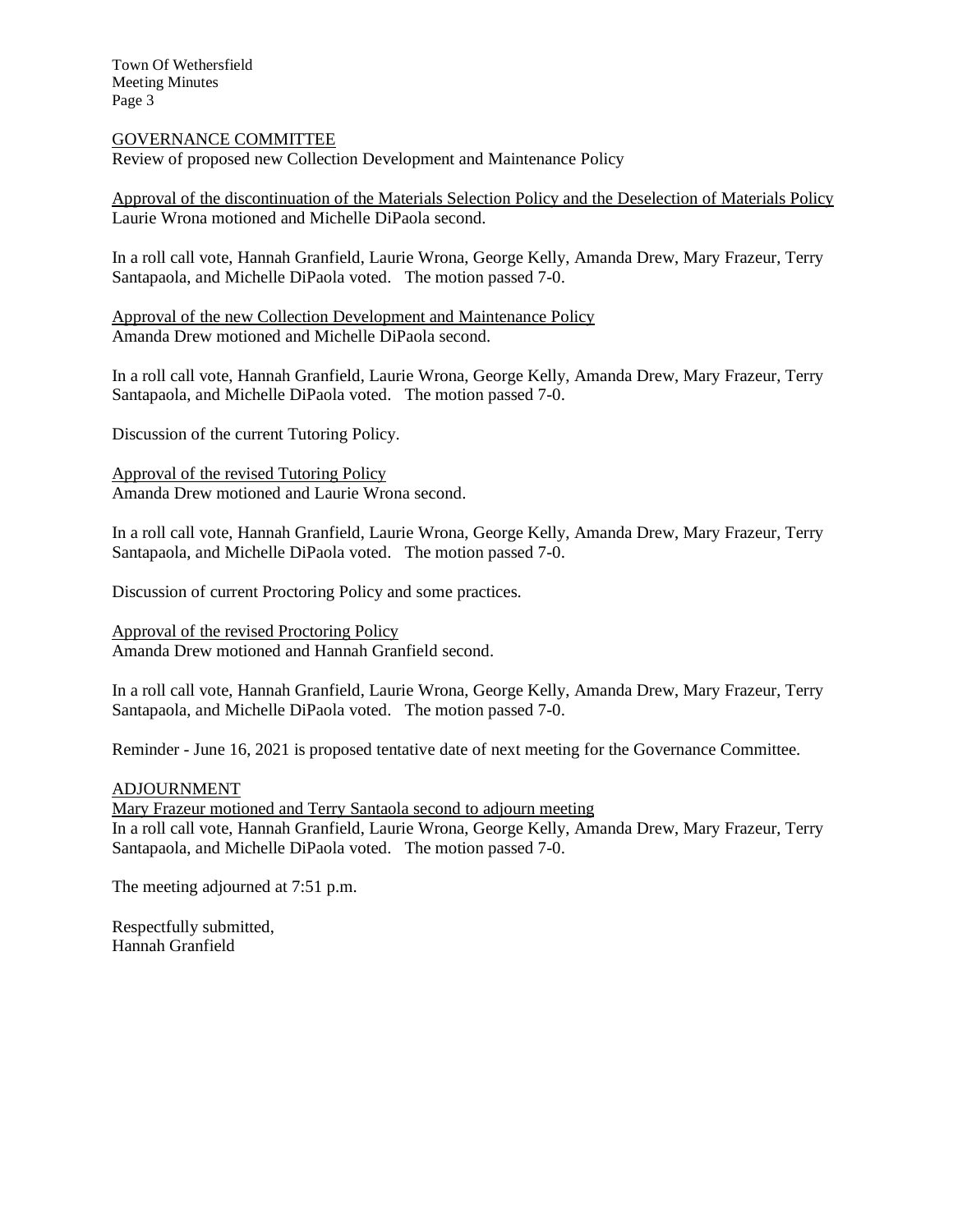GOVERNANCE COMMITTEE

Review of proposed new Collection Development and Maintenance Policy

Approval of the discontinuation of the Materials Selection Policy and the Deselection of Materials Policy

Laurie Wrona motioned and Michelle DiPaola second.

In a roll call vote, Hannah Granfield, Laurie Wrona, George Kelly, Amanda Drew, Mary Frazeur, Terry Santapaola, and Michelle DiPaola voted. The motion passed 7-0.

Approval of the new Collection Development and Maintenance Policy

Amanda Drew motioned and Michelle DiPaola second.

In a roll call vote, Hannah Granfield, Laurie Wrona, George Kelly, Amanda Drew, Mary Frazeur, Terry Santapaola, and Michelle DiPaola voted. The motion passed 7-0.

Discussion of the current Tutoring Policy.

Approval of the revised Tutoring Policy

Amanda Drew motioned and Laurie Wrona second.

In a roll call vote, Hannah Granfield, Laurie Wrona, George Kelly, Amanda Drew, Mary Frazeur, Terry Santapaola, and Michelle DiPaola voted. The motion passed 7-0.

Discussion of current Proctoring Policy and some practices.

Approval of the revised Proctoring Policy

Amanda Drew motioned and Hannah Granfield second.

In a roll call vote, Hannah Granfield, Laurie Wrona, George Kelly, Amanda Drew, Mary Frazeur, Terry Santapaola, and Michelle DiPaola voted. The motion passed 7-0.

Reminder - June 16, 2021 is proposed tentative date of next meeting for the Governance Committee.

ADJOURNMENT

Mary Frazeur motioned and Terry Santaola second to adjourn meeting

In a roll call vote, Hannah Granfield, Laurie Wrona, George Kelly, Amanda Drew, Mary Frazeur, Terry Santapaola, and Michelle DiPaola voted. The motion passed 7-0.

The meeting adjourned at 7:51 p.m.

Respectfully submitted,
Hannah Granfield